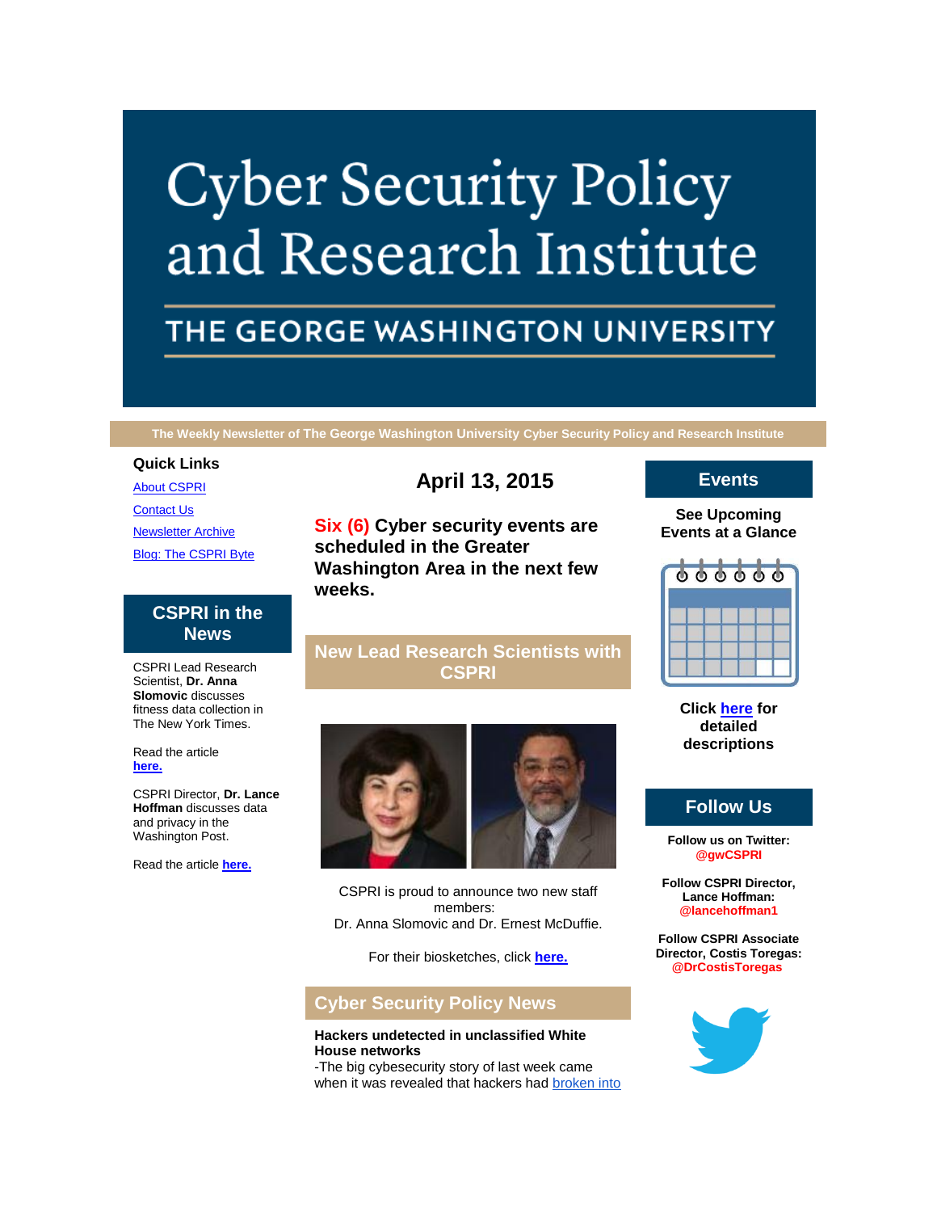# Cyber Security Policy and Research Institute

## THE GEORGE WASHINGTON UNIVERSITY

The Weekly Newsletter of The George Washington University Cyber Security Policy and Research Institute

## April 13, 2015

**Six (6) Cyber security events are scheduled in the Greater Washington Area in the next few weeks.**

## New Lead Research Scientists with CSPRI

CSPRI is proud to announce two new staff members:
Dr. Anna Slomovic and Dr. Ernest McDuffie.

For their biosketches, click **here.**

## Cyber Security Policy News

**Hackers undetected in unclassified White House networks**
-The big cybesecurity story of last week came when it was revealed that hackers had broken into

### Quick Links

About CSPRI

Contact Us

Newsletter Archive

Blog: The CSPRI Byte

## CSPRI in the News

CSPRI Lead Research Scientist, **Dr. Anna Slomovic** discusses fitness data collection in The New York Times.

Read the article **here.**

CSPRI Director, **Dr. Lance Hoffman** discusses data and privacy in the Washington Post.

Read the article **here.**

## Events

**See Upcoming Events at a Glance**

**Click here for detailed descriptions**

## Follow Us

**Follow us on Twitter: @gwCSPRI**

**Follow CSPRI Director, Lance Hoffman: @lancehoffman1**

**Follow CSPRI Associate Director, Costis Toregas: @DrCostisToregas**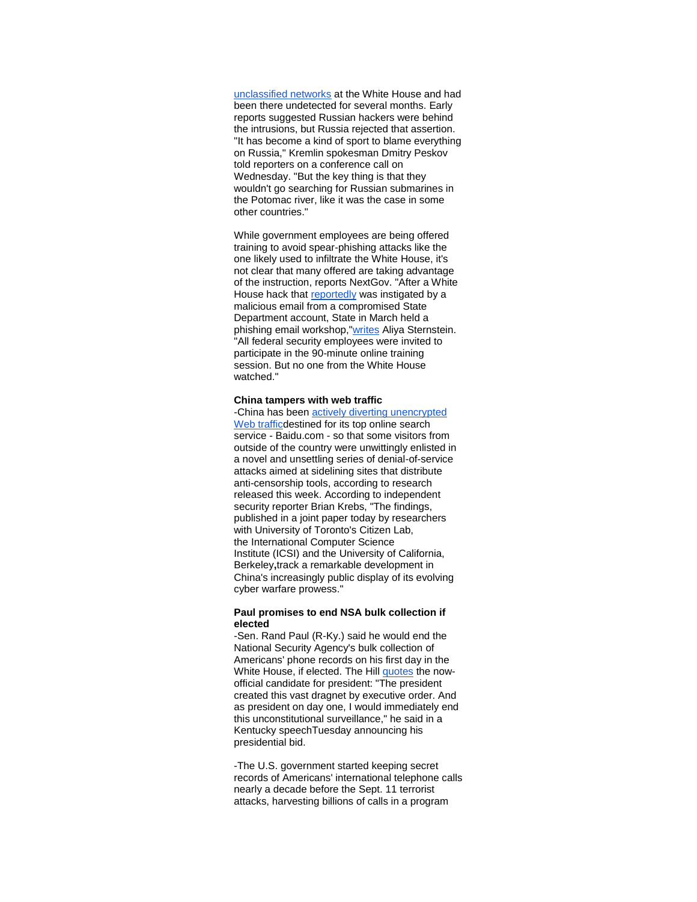unclassified networks at the White House and had been there undetected for several months. Early reports suggested Russian hackers were behind the intrusions, but Russia rejected that assertion. "It has become a kind of sport to blame everything on Russia," Kremlin spokesman Dmitry Peskov told reporters on a conference call on Wednesday. "But the key thing is that they wouldn't go searching for Russian submarines in the Potomac river, like it was the case in some other countries."

While government employees are being offered training to avoid spear-phishing attacks like the one likely used to infiltrate the White House, it's not clear that many offered are taking advantage of the instruction, reports NextGov. "After a White House hack that reportedly was instigated by a malicious email from a compromised State Department account, State in March held a phishing email workshop,"writes Aliya Sternstein. "All federal security employees were invited to participate in the 90-minute online training session. But no one from the White House watched."

**China tampers with web traffic**

-China has been actively diverting unencrypted Web trafficdestined for its top online search service - Baidu.com - so that some visitors from outside of the country were unwittingly enlisted in a novel and unsettling series of denial-of-service attacks aimed at sidelining sites that distribute anti-censorship tools, according to research released this week. According to independent security reporter Brian Krebs, "The findings, published in a joint paper today by researchers with University of Toronto's Citizen Lab, the International Computer Science Institute (ICSI) and the University of California, Berkeley**,**track a remarkable development in China's increasingly public display of its evolving cyber warfare prowess."

**Paul promises to end NSA bulk collection if elected**

-Sen. Rand Paul (R-Ky.) said he would end the National Security Agency's bulk collection of Americans' phone records on his first day in the White House, if elected. The Hill quotes the now-official candidate for president: "The president created this vast dragnet by executive order. And as president on day one, I would immediately end this unconstitutional surveillance," he said in a Kentucky speechTuesday announcing his presidential bid.

-The U.S. government started keeping secret records of Americans' international telephone calls nearly a decade before the Sept. 11 terrorist attacks, harvesting billions of calls in a program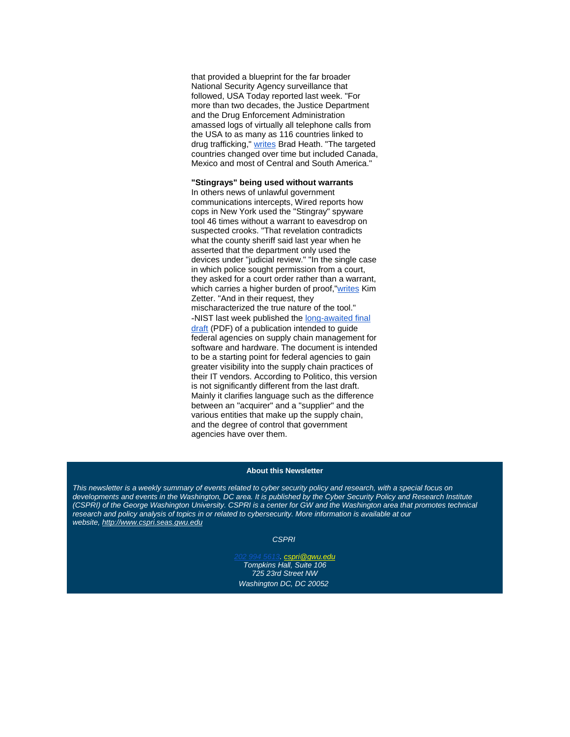that provided a blueprint for the far broader National Security Agency surveillance that followed, USA Today reported last week. "For more than two decades, the Justice Department and the Drug Enforcement Administration amassed logs of virtually all telephone calls from the USA to as many as 116 countries linked to drug trafficking," writes Brad Heath. "The targeted countries changed over time but included Canada, Mexico and most of Central and South America."

**"Stingrays" being used without warrants**

In others news of unlawful government communications intercepts, Wired reports how cops in New York used the "Stingray" spyware tool 46 times without a warrant to eavesdrop on suspected crooks. "That revelation contradicts what the county sheriff said last year when he asserted that the department only used the devices under "judicial review." "In the single case in which police sought permission from a court, they asked for a court order rather than a warrant, which carries a higher burden of proof,"writes Kim Zetter. "And in their request, they mischaracterized the true nature of the tool."

-NIST last week published the long-awaited final draft (PDF) of a publication intended to guide federal agencies on supply chain management for software and hardware. The document is intended to be a starting point for federal agencies to gain greater visibility into the supply chain practices of their IT vendors. According to Politico, this version is not significantly different from the last draft. Mainly it clarifies language such as the difference between an "acquirer" and a "supplier" and the various entities that make up the supply chain, and the degree of control that government agencies have over them.

**About this Newsletter**

*This newsletter is a weekly summary of events related to cyber security policy and research, with a special focus on developments and events in the Washington, DC area. It is published by the Cyber Security Policy and Research Institute (CSPRI) of the George Washington University. CSPRI is a center for GW and the Washington area that promotes technical research and policy analysis of topics in or related to cybersecurity. More information is available at our website, http://www.cspri.seas.gwu.edu*

*CSPRI*

*202 994 5613, cspri@gwu.edu*
*Tompkins Hall, Suite 106*
*725 23rd Street NW*
*Washington DC, DC 20052*